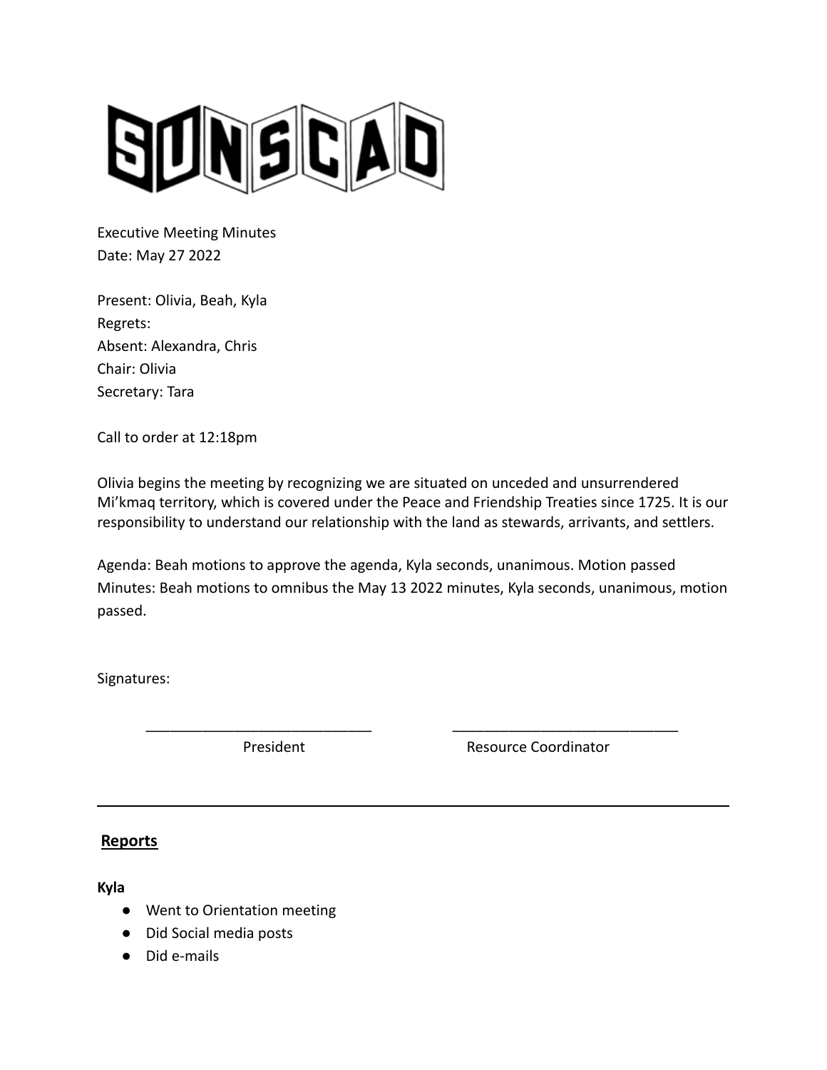SUNSCAD

Executive Meeting Minutes
Date: May 27 2022

Present: Olivia, Beah, Kyla
Regrets:
Absent: Alexandra, Chris
Chair: Olivia
Secretary: Tara

Call to order at 12:18pm

Olivia begins the meeting by recognizing we are situated on unceded and unsurrendered Mi'kmaq territory, which is covered under the Peace and Friendship Treaties since 1725. It is our responsibility to understand our relationship with the land as stewards, arrivants, and settlers.

Agenda: Beah motions to approve the agenda, Kyla seconds, unanimous. Motion passed
Minutes: Beah motions to omnibus the May 13 2022 minutes, Kyla seconds, unanimous, motion passed.

Signatures:

_____________________________ _____________________________
President Resource Coordinator

---

## Reports

**Kyla**

- Went to Orientation meeting
- Did Social media posts
- Did e-mails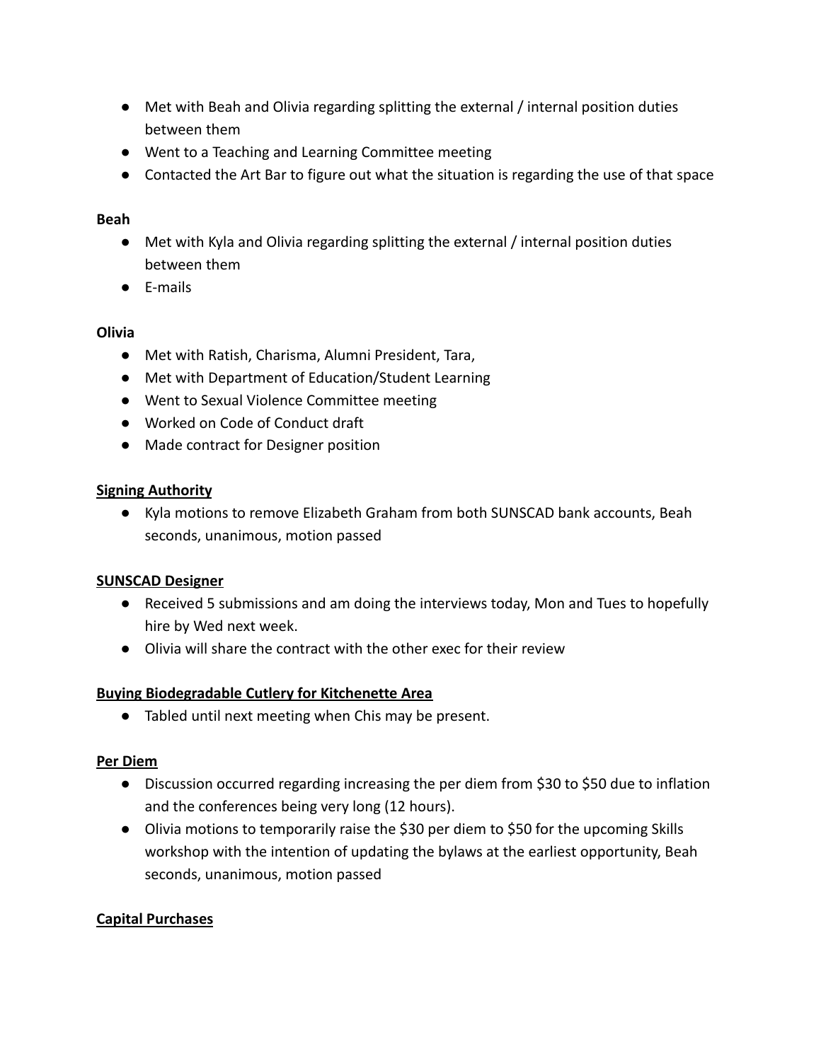- Met with Beah and Olivia regarding splitting the external / internal position duties between them
- Went to a Teaching and Learning Committee meeting
- Contacted the Art Bar to figure out what the situation is regarding the use of that space

**Beah**

- Met with Kyla and Olivia regarding splitting the external / internal position duties between them
- E-mails

**Olivia**

- Met with Ratish, Charisma, Alumni President, Tara,
- Met with Department of Education/Student Learning
- Went to Sexual Violence Committee meeting
- Worked on Code of Conduct draft
- Made contract for Designer position

**Signing Authority**

- Kyla motions to remove Elizabeth Graham from both SUNSCAD bank accounts, Beah seconds, unanimous, motion passed

**SUNSCAD Designer**

- Received 5 submissions and am doing the interviews today, Mon and Tues to hopefully hire by Wed next week.
- Olivia will share the contract with the other exec for their review

**Buying Biodegradable Cutlery for Kitchenette Area**

- Tabled until next meeting when Chis may be present.

**Per Diem**

- Discussion occurred regarding increasing the per diem from $30 to $50 due to inflation and the conferences being very long (12 hours).
- Olivia motions to temporarily raise the $30 per diem to $50 for the upcoming Skills workshop with the intention of updating the bylaws at the earliest opportunity, Beah seconds, unanimous, motion passed

**Capital Purchases**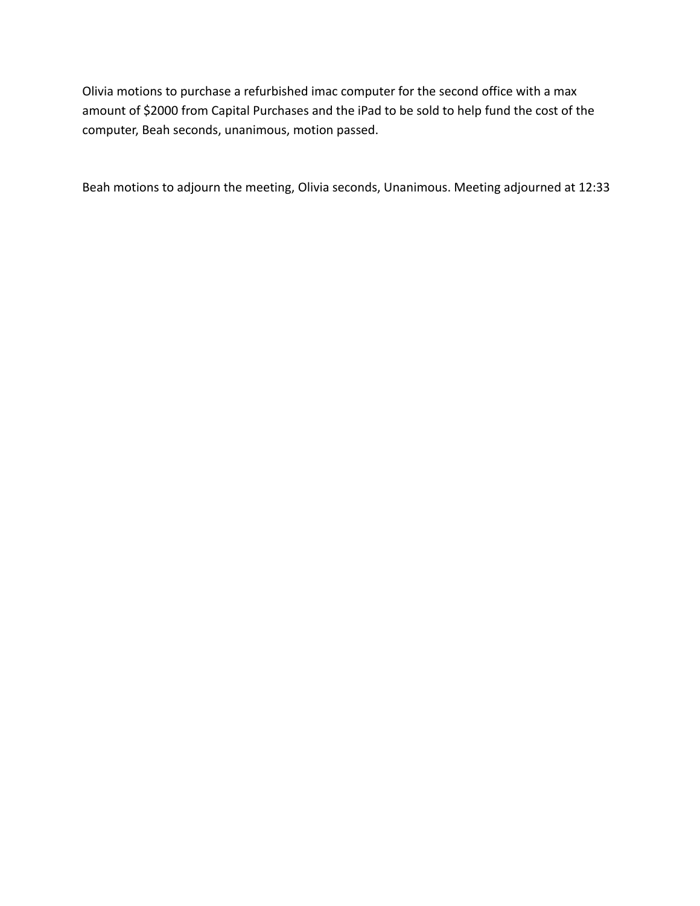Olivia motions to purchase a refurbished imac computer for the second office with a max amount of $2000 from Capital Purchases and the iPad to be sold to help fund the cost of the computer, Beah seconds, unanimous, motion passed.

Beah motions to adjourn the meeting, Olivia seconds, Unanimous. Meeting adjourned at 12:33